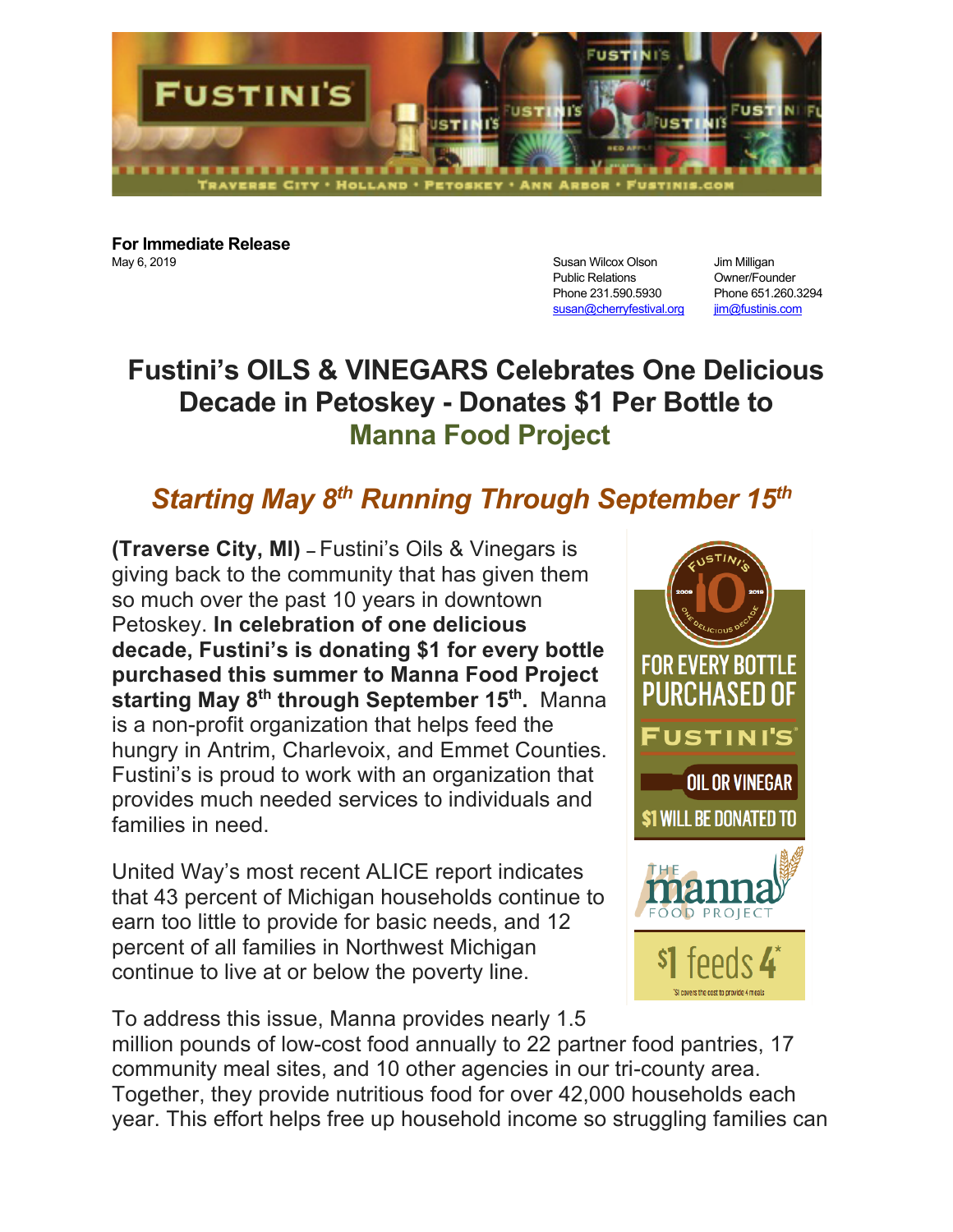**For Immediate Release**
May 6, 2019

Susan Wilcox Olson
Public Relations
Phone 231.590.5930
susan@cherryfestival.org

Jim Milligan
Owner/Founder
Phone 651.260.3294
jim@fustinis.com

# Fustini's OILS & VINEGARS Celebrates One Delicious Decade in Petoskey - Donates $1 Per Bottle to Manna Food Project

## *Starting May 8th Running Through September 15th*

**(Traverse City, MI)** – Fustini's Oils & Vinegars is giving back to the community that has given them so much over the past 10 years in downtown Petoskey. **In celebration of one delicious decade, Fustini's is donating $1 for every bottle purchased this summer to Manna Food Project starting May 8th through September 15th.** Manna is a non-profit organization that helps feed the hungry in Antrim, Charlevoix, and Emmet Counties. Fustini's is proud to work with an organization that provides much needed services to individuals and families in need.

United Way's most recent ALICE report indicates that 43 percent of Michigan households continue to earn too little to provide for basic needs, and 12 percent of all families in Northwest Michigan continue to live at or below the poverty line.

To address this issue, Manna provides nearly 1.5 million pounds of low-cost food annually to 22 partner food pantries, 17 community meal sites, and 10 other agencies in our tri-county area. Together, they provide nutritious food for over 42,000 households each year. This effort helps free up household income so struggling families can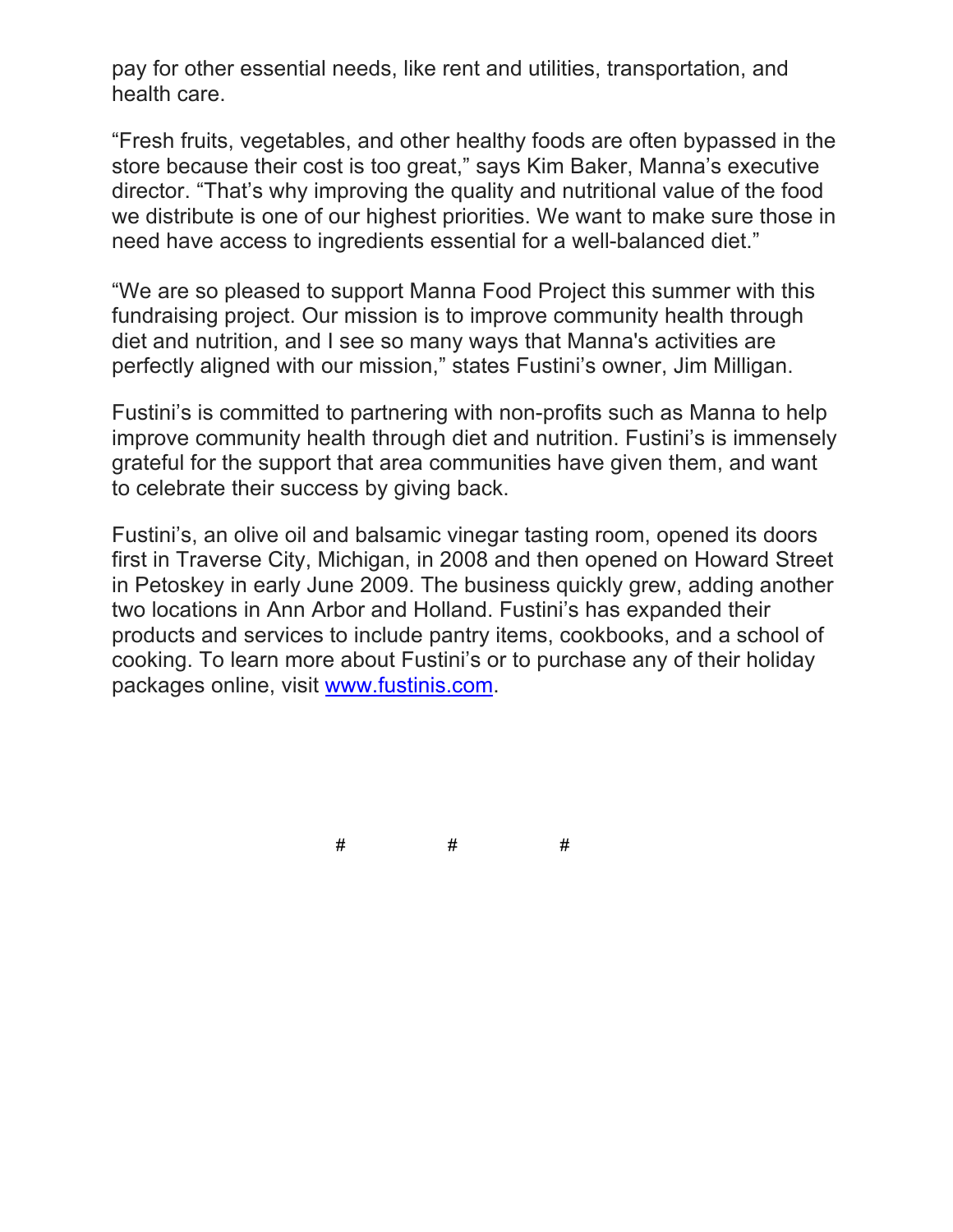pay for other essential needs, like rent and utilities, transportation, and health care.

“Fresh fruits, vegetables, and other healthy foods are often bypassed in the store because their cost is too great,” says Kim Baker, Manna’s executive director. “That’s why improving the quality and nutritional value of the food we distribute is one of our highest priorities. We want to make sure those in need have access to ingredients essential for a well-balanced diet.”

“We are so pleased to support Manna Food Project this summer with this fundraising project. Our mission is to improve community health through diet and nutrition, and I see so many ways that Manna's activities are perfectly aligned with our mission,” states Fustini’s owner, Jim Milligan.

Fustini’s is committed to partnering with non-profits such as Manna to help improve community health through diet and nutrition. Fustini’s is immensely grateful for the support that area communities have given them, and want to celebrate their success by giving back.

Fustini’s, an olive oil and balsamic vinegar tasting room, opened its doors first in Traverse City, Michigan, in 2008 and then opened on Howard Street in Petoskey in early June 2009. The business quickly grew, adding another two locations in Ann Arbor and Holland. Fustini’s has expanded their products and services to include pantry items, cookbooks, and a school of cooking. To learn more about Fustini’s or to purchase any of their holiday packages online, visit [www.fustinis.com](http://www.fustinis.com).

# # #